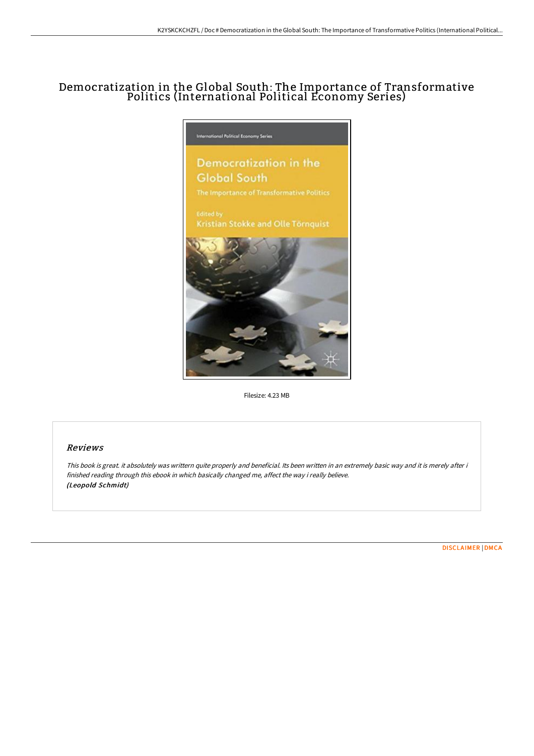# Democratization in the Global South: The Importance of Transformative Politics (International Political Economy Series)

Filesize: 4.23 MB

## Reviews

*This book is great. it absolutely was writtern quite properly and beneficial. Its been written in an extremely basic way and it is merely after i finished reading through this ebook in which basically changed me, affect the way i really believe.*
***(Leopold Schmidt)***

DISCLAIMER | DMCA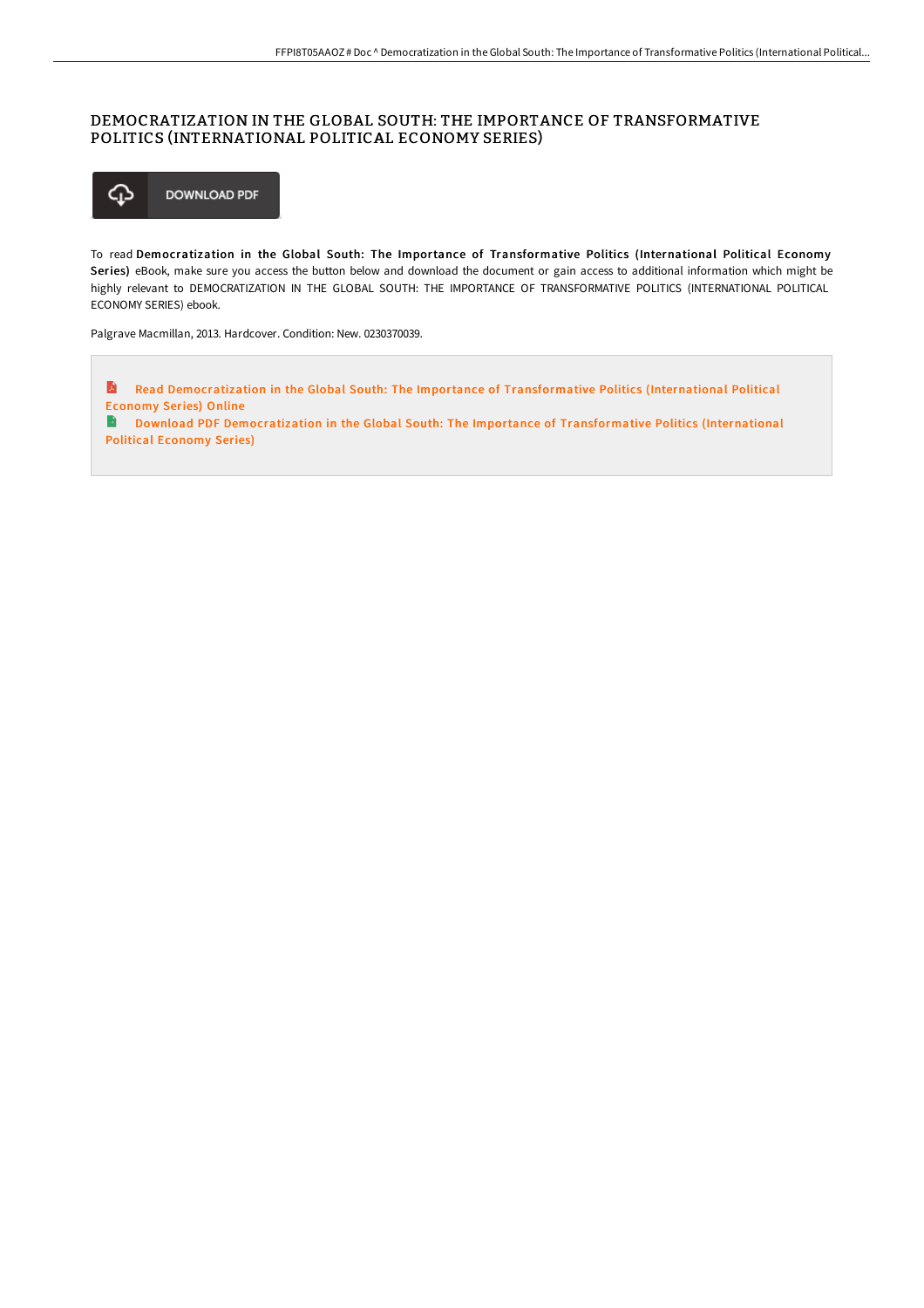# DEMOCRATIZATION IN THE GLOBAL SOUTH: THE IMPORTANCE OF TRANSFORMATIVE POLITICS (INTERNATIONAL POLITICAL ECONOMY SERIES)

DOWNLOAD PDF

To read **Democratization in the Global South: The Importance of Transformative Politics (International Political Economy Series)** eBook, make sure you access the button below and download the document or gain access to additional information which might be highly relevant to DEMOCRATIZATION IN THE GLOBAL SOUTH: THE IMPORTANCE OF TRANSFORMATIVE POLITICS (INTERNATIONAL POLITICAL ECONOMY SERIES) ebook.

Palgrave Macmillan, 2013. Hardcover. Condition: New. 0230370039.

Read Democratization in the Global South: The Importance of Transformative Politics (International Political Economy Series) Online

Download PDF Democratization in the Global South: The Importance of Transformative Politics (International Political Economy Series)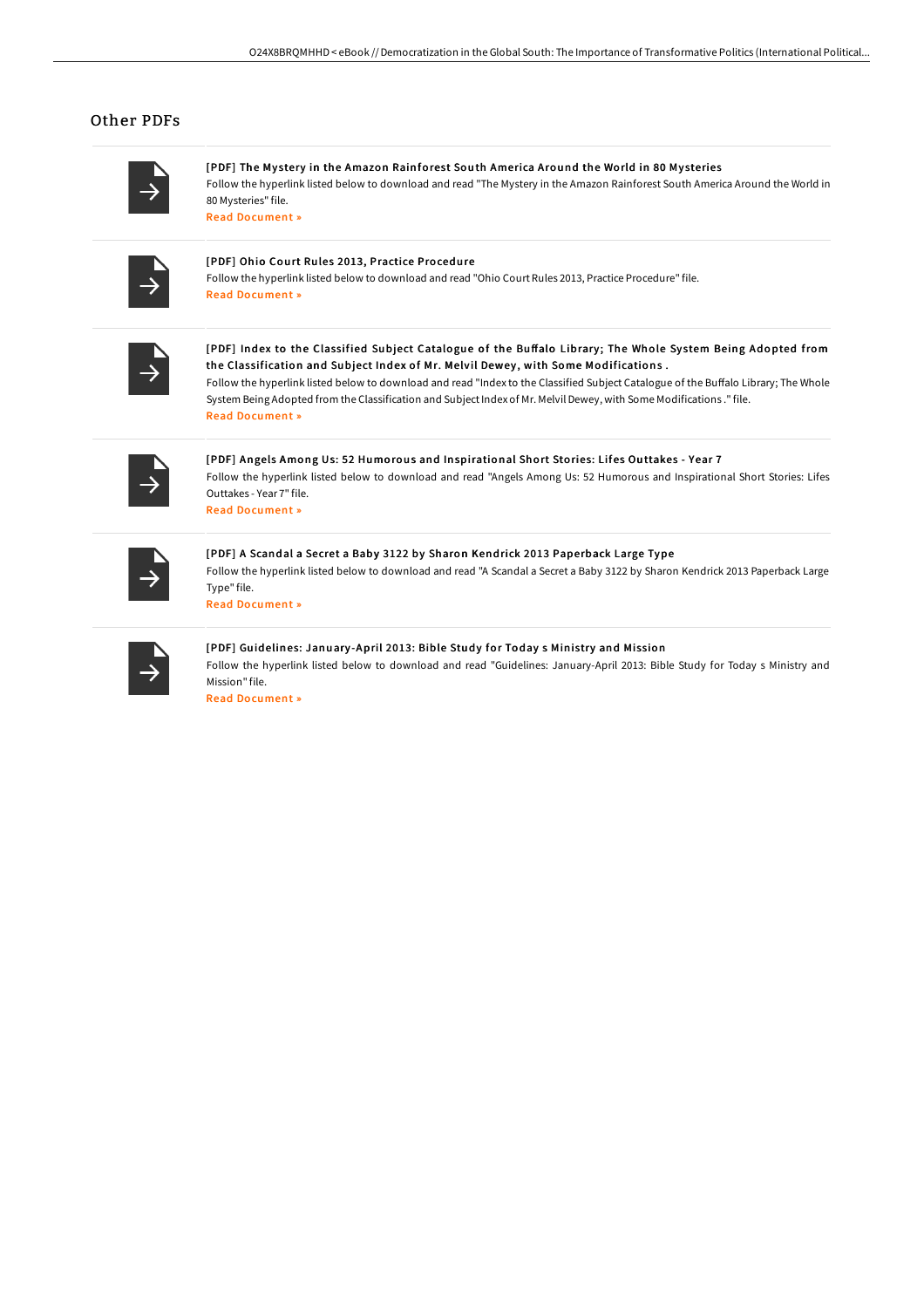## Other PDFs

**[PDF] The Mystery in the Amazon Rainforest South America Around the World in 80 Mysteries**

Follow the hyperlink listed below to download and read "The Mystery in the Amazon Rainforest South America Around the World in 80 Mysteries" file.

Read Document »

**[PDF] Ohio Court Rules 2013, Practice Procedure**

Follow the hyperlink listed below to download and read "Ohio Court Rules 2013, Practice Procedure" file.

Read Document »

**[PDF] Index to the Classified Subject Catalogue of the Buffalo Library; The Whole System Being Adopted from the Classification and Subject Index of Mr. Melvil Dewey, with Some Modifications .**

Follow the hyperlink listed below to download and read "Index to the Classified Subject Catalogue of the Buffalo Library; The Whole System Being Adopted from the Classification and Subject Index of Mr. Melvil Dewey, with Some Modifications ." file.

Read Document »

**[PDF] Angels Among Us: 52 Humorous and Inspirational Short Stories: Lifes Outtakes - Year 7**

Follow the hyperlink listed below to download and read "Angels Among Us: 52 Humorous and Inspirational Short Stories: Lifes Outtakes - Year 7" file.

Read Document »

**[PDF] A Scandal a Secret a Baby 3122 by Sharon Kendrick 2013 Paperback Large Type**

Follow the hyperlink listed below to download and read "A Scandal a Secret a Baby 3122 by Sharon Kendrick 2013 Paperback Large Type" file.

Read Document »

**[PDF] Guidelines: January-April 2013: Bible Study for Today s Ministry and Mission**

Follow the hyperlink listed below to download and read "Guidelines: January-April 2013: Bible Study for Today s Ministry and Mission" file.

Read Document »